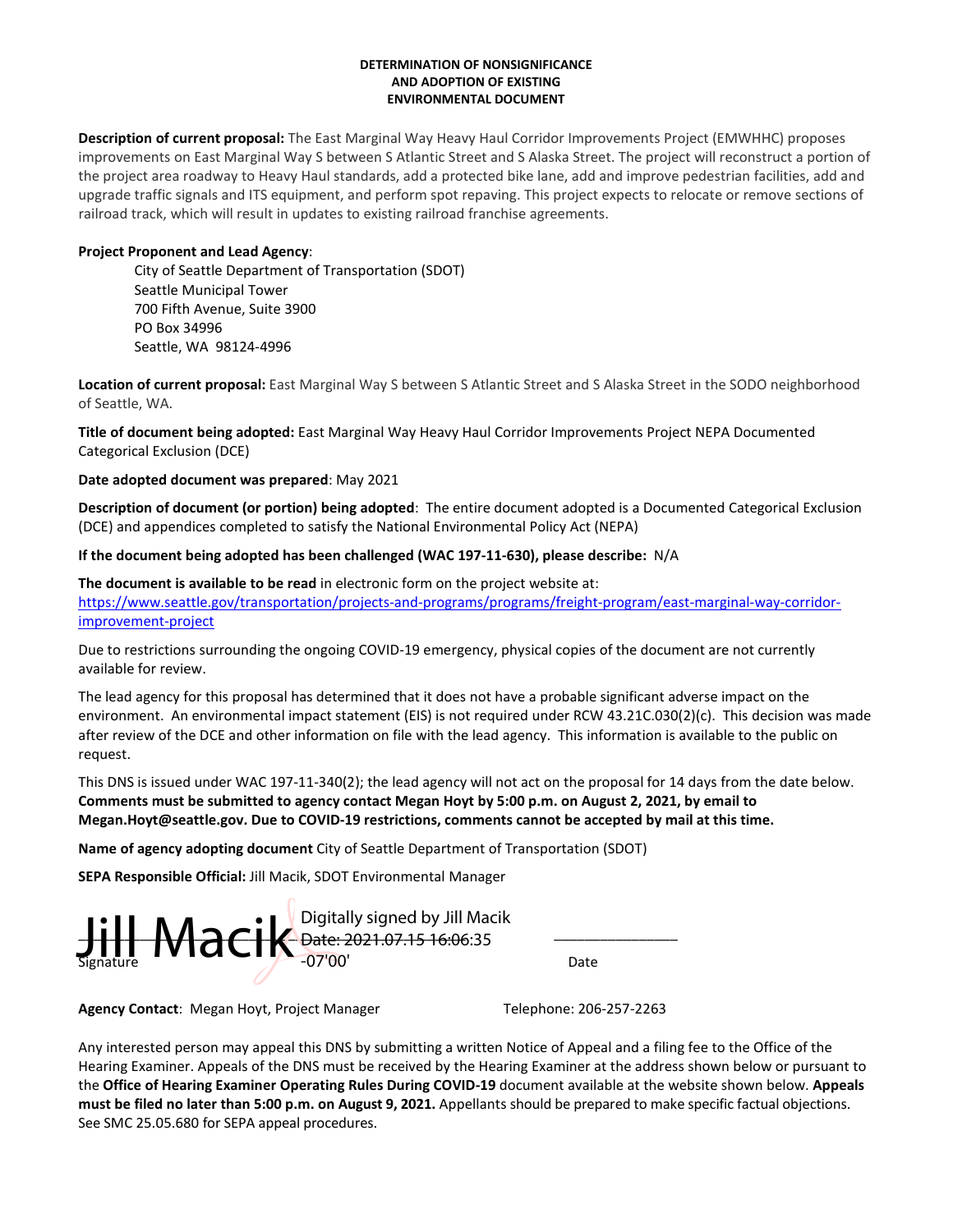# DETERMINATION OF NONSIGNIFICANCE AND ADOPTION OF EXISTING ENVIRONMENTAL DOCUMENT

**Description of current proposal:** The East Marginal Way Heavy Haul Corridor Improvements Project (EMWHHC) proposes improvements on East Marginal Way S between S Atlantic Street and S Alaska Street. The project will reconstruct a portion of the project area roadway to Heavy Haul standards, add a protected bike lane, add and improve pedestrian facilities, add and upgrade traffic signals and ITS equipment, and perform spot repaving. This project expects to relocate or remove sections of railroad track, which will result in updates to existing railroad franchise agreements.

**Project Proponent and Lead Agency**:

City of Seattle Department of Transportation (SDOT)
Seattle Municipal Tower
700 Fifth Avenue, Suite 3900
PO Box 34996
Seattle, WA 98124-4996

**Location of current proposal:** East Marginal Way S between S Atlantic Street and S Alaska Street in the SODO neighborhood of Seattle, WA.

**Title of document being adopted:** East Marginal Way Heavy Haul Corridor Improvements Project NEPA Documented Categorical Exclusion (DCE)

**Date adopted document was prepared**: May 2021

**Description of document (or portion) being adopted**: The entire document adopted is a Documented Categorical Exclusion (DCE) and appendices completed to satisfy the National Environmental Policy Act (NEPA)

**If the document being adopted has been challenged (WAC 197-11-630), please describe:** N/A

**The document is available to be read** in electronic form on the project website at:
https://www.seattle.gov/transportation/projects-and-programs/programs/freight-program/east-marginal-way-corridor-improvement-project

Due to restrictions surrounding the ongoing COVID-19 emergency, physical copies of the document are not currently available for review.

The lead agency for this proposal has determined that it does not have a probable significant adverse impact on the environment. An environmental impact statement (EIS) is not required under RCW 43.21C.030(2)(c). This decision was made after review of the DCE and other information on file with the lead agency. This information is available to the public on request.

This DNS is issued under WAC 197-11-340(2); the lead agency will not act on the proposal for 14 days from the date below. **Comments must be submitted to agency contact Megan Hoyt by 5:00 p.m. on August 2, 2021, by email to Megan.Hoyt@seattle.gov. Due to COVID-19 restrictions, comments cannot be accepted by mail at this time.**

**Name of agency adopting document** City of Seattle Department of Transportation (SDOT)

**SEPA Responsible Official:** Jill Macik, SDOT Environmental Manager

Jill Macik — Digitally signed by Jill Macik Date: 2021.07.15 16:06:35 -07'00'

Signature ______________ Date ______________

**Agency Contact**: Megan Hoyt, Project Manager Telephone: 206-257-2263

Any interested person may appeal this DNS by submitting a written Notice of Appeal and a filing fee to the Office of the Hearing Examiner. Appeals of the DNS must be received by the Hearing Examiner at the address shown below or pursuant to the **Office of Hearing Examiner Operating Rules During COVID-19** document available at the website shown below. **Appeals must be filed no later than 5:00 p.m. on August 9, 2021.** Appellants should be prepared to make specific factual objections. See SMC 25.05.680 for SEPA appeal procedures.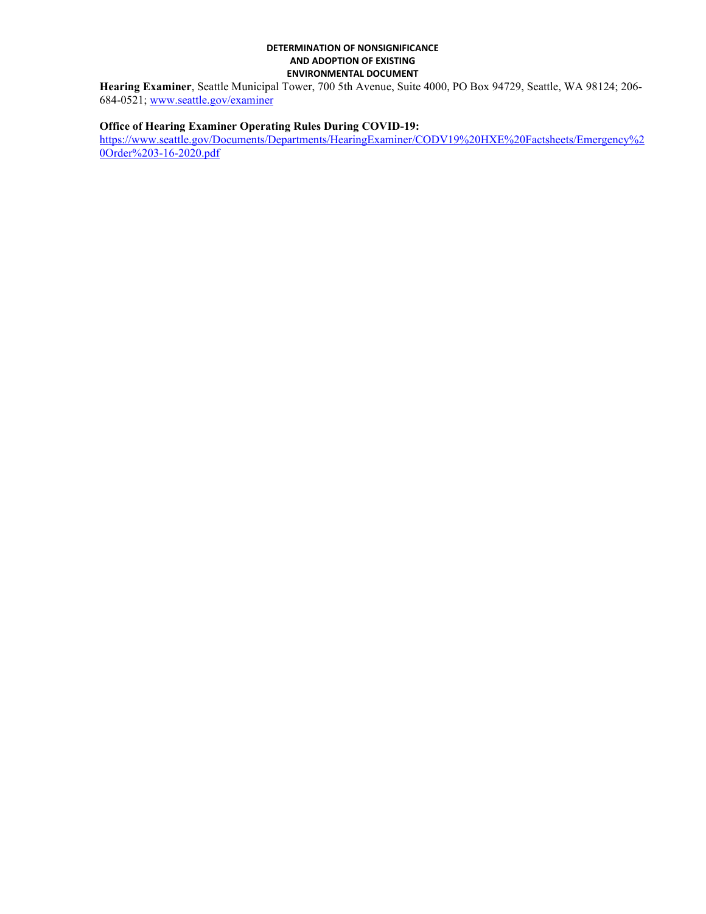**Hearing Examiner**, Seattle Municipal Tower, 700 5th Avenue, Suite 4000, PO Box 94729, Seattle, WA 98124; 206-684-0521; [www.seattle.gov/examiner](www.seattle.gov/examiner)

**Office of Hearing Examiner Operating Rules During COVID-19:**
[https://www.seattle.gov/Documents/Departments/HearingExaminer/CODV19%20HXE%20Factsheets/Emergency%20Order%203-16-2020.pdf](https://www.seattle.gov/Documents/Departments/HearingExaminer/CODV19%20HXE%20Factsheets/Emergency%20Order%203-16-2020.pdf)